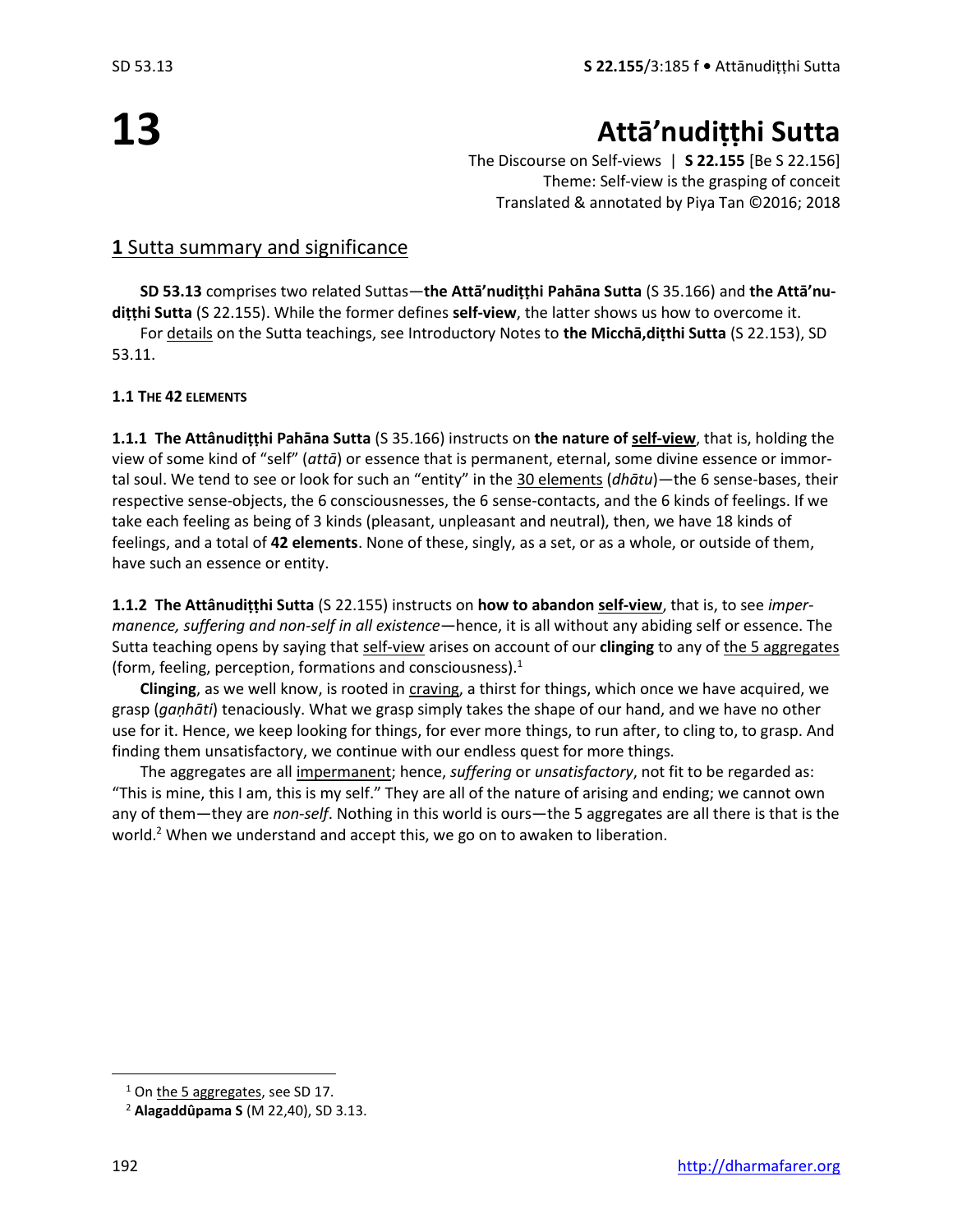# 13

# Attā'nudiṭṭhi Sutta

The Discourse on Self-views | **S 22.155** [Be S 22.156]
Theme: Self-view is the grasping of conceit
Translated & annotated by Piya Tan ©2016; 2018

## **1** Sutta summary and significance

**SD 53.13** comprises two related Suttas—**the Attā'nudiṭṭhi Pahāna Sutta** (S 35.166) and **the Attā'nudiṭṭhi Sutta** (S 22.155). While the former defines **self-view**, the latter shows us how to overcome it.

For details on the Sutta teachings, see Introductory Notes to **the Micchā,diṭṭhi Sutta** (S 22.153), SD 53.11.

### 1.1 THE 42 ELEMENTS

**1.1.1 The Attânudiṭṭhi Pahāna Sutta** (S 35.166) instructs on **the nature of self-view**, that is, holding the view of some kind of "self" (*attā*) or essence that is permanent, eternal, some divine essence or immortal soul. We tend to see or look for such an "entity" in the 30 elements (*dhātu*)—the 6 sense-bases, their respective sense-objects, the 6 consciousnesses, the 6 sense-contacts, and the 6 kinds of feelings. If we take each feeling as being of 3 kinds (pleasant, unpleasant and neutral), then, we have 18 kinds of feelings, and a total of **42 elements**. None of these, singly, as a set, or as a whole, or outside of them, have such an essence or entity.

**1.1.2 The Attânudiṭṭhi Sutta** (S 22.155) instructs on **how to abandon self-view**, that is, to see *impermanence, suffering and non-self in all existence*—hence, it is all without any abiding self or essence. The Sutta teaching opens by saying that self-view arises on account of our **clinging** to any of the 5 aggregates (form, feeling, perception, formations and consciousness).[1]

**Clinging**, as we well know, is rooted in craving, a thirst for things, which once we have acquired, we grasp (*gaṇhāti*) tenaciously. What we grasp simply takes the shape of our hand, and we have no other use for it. Hence, we keep looking for things, for ever more things, to run after, to cling to, to grasp. And finding them unsatisfactory, we continue with our endless quest for more things.

The aggregates are all impermanent; hence, *suffering* or *unsatisfactory*, not fit to be regarded as: "This is mine, this I am, this is my self." They are all of the nature of arising and ending; we cannot own any of them—they are *non-self*. Nothing in this world is ours—the 5 aggregates are all there is that is the world.[2] When we understand and accept this, we go on to awaken to liberation.

---

[1] On the 5 aggregates, see SD 17.

[2] **Alagaddûpama S** (M 22,40), SD 3.13.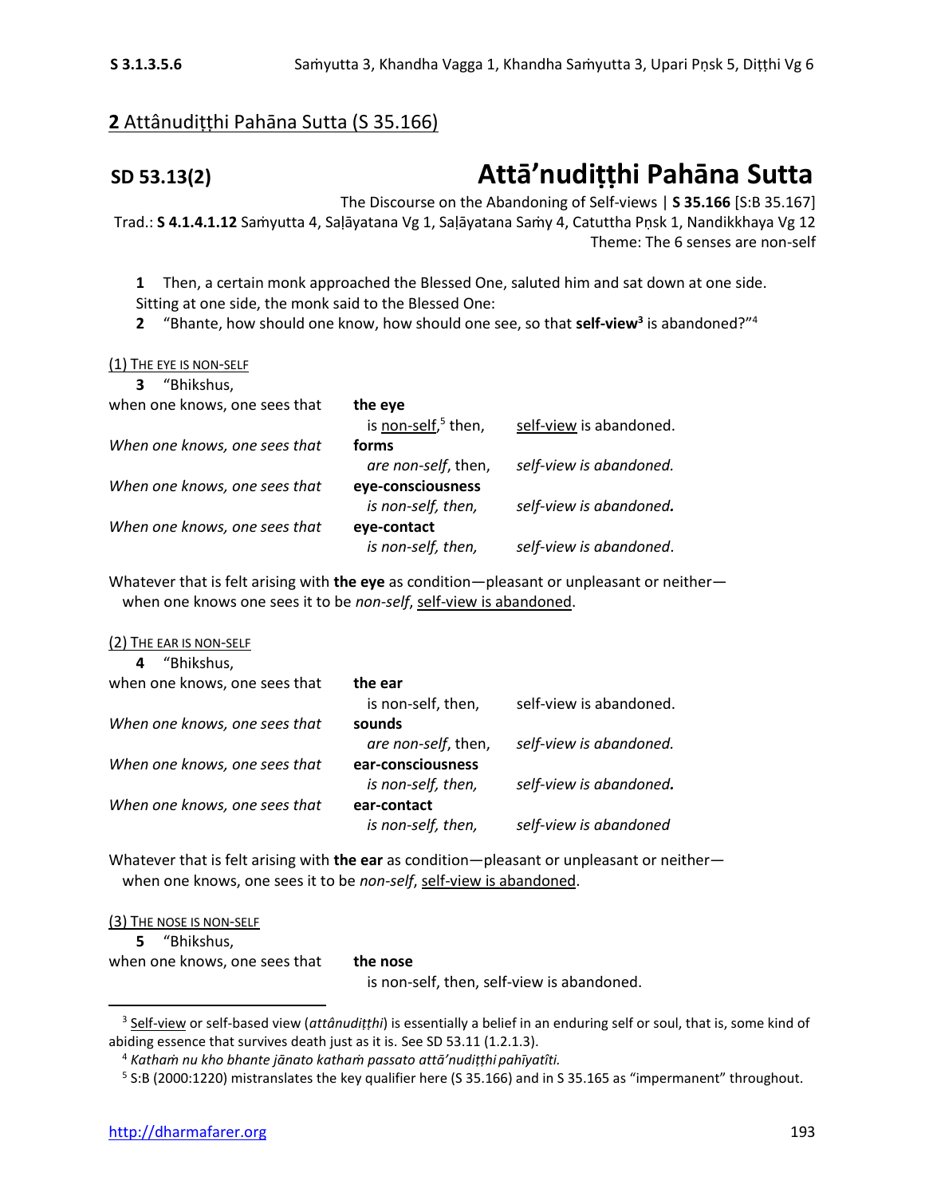## **2** Attânudiṭṭhi Pahāna Sutta (S 35.166)

**SD 53.13(2)**

# Attā'nudiṭṭhi Pahāna Sutta

The Discourse on the Abandoning of Self-views | **S 35.166** [S:B 35.167]
Trad.: **S 4.1.4.1.12** Saṁyutta 4, Saḷāyatana Vg 1, Saḷāyatana Saṁy 4, Catuttha Pṇsk 1, Nandikkhaya Vg 12
Theme: The 6 senses are non-self

**1** Then, a certain monk approached the Blessed One, saluted him and sat down at one side. Sitting at one side, the monk said to the Blessed One:

**2** "Bhante, how should one know, how should one see, so that **self-view**[3] is abandoned?"[4]

(1) THE EYE IS NON-SELF

**3** "Bhikshus,

when one knows, one sees that **the eye** is non-self,[5] then, self-view is abandoned.
*When one knows, one sees that* **forms** *are non-self*, then, *self-view is abandoned.*
*When one knows, one sees that* **eye-consciousness** *is non-self, then, self-view is abandoned.*
*When one knows, one sees that* **eye-contact** *is non-self, then, self-view is abandoned*.

Whatever that is felt arising with **the eye** as condition—pleasant or unpleasant or neither—when one knows one sees it to be *non-self*, self-view is abandoned.

(2) THE EAR IS NON-SELF

**4** "Bhikshus,

when one knows, one sees that **the ear** is non-self, then, self-view is abandoned.
*When one knows, one sees that* **sounds** *are non-self*, then, *self-view is abandoned.*
*When one knows, one sees that* **ear-consciousness** *is non-self, then, self-view is abandoned.*
*When one knows, one sees that* **ear-contact** *is non-self, then, self-view is abandoned*

Whatever that is felt arising with **the ear** as condition—pleasant or unpleasant or neither—when one knows, one sees it to be *non-self*, self-view is abandoned.

(3) THE NOSE IS NON-SELF

**5** "Bhikshus,

when one knows, one sees that **the nose** is non-self, then, self-view is abandoned.

---

[3] Self-view or self-based view (*attânudiṭṭhi*) is essentially a belief in an enduring self or soul, that is, some kind of abiding essence that survives death just as it is. See SD 53.11 (1.2.1.3).

[4] *Kathaṁ nu kho bhante jānato kathaṁ passato attā'nudiṭṭhi pahīyatîti.*

[5] S:B (2000:1220) mistranslates the key qualifier here (S 35.166) and in S 35.165 as "impermanent" throughout.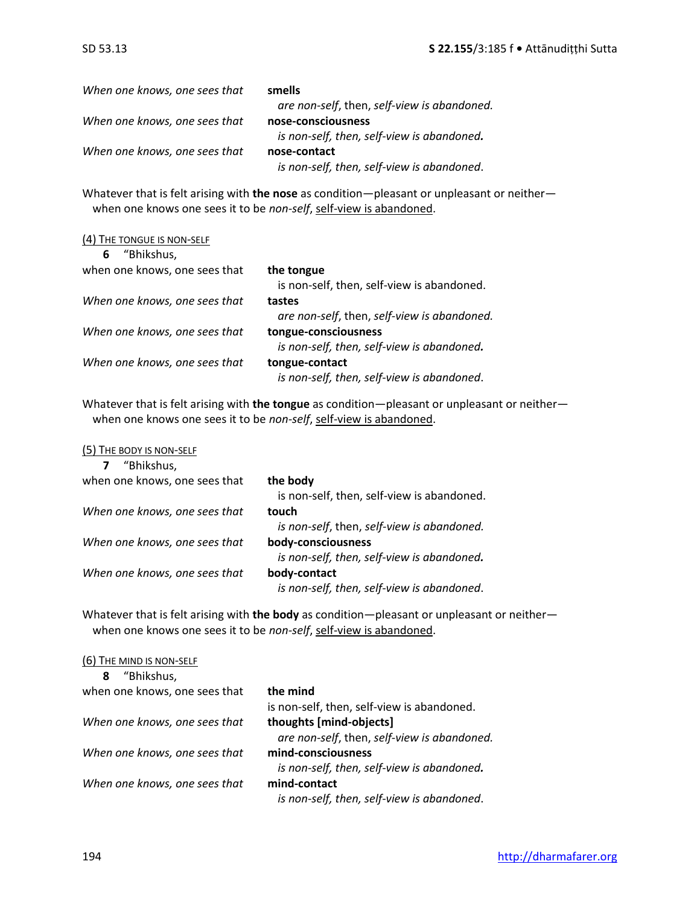*When one knows, one sees that* **smells**
*are non-self*, then, *self-view is abandoned.*

*When one knows, one sees that* **nose-consciousness**
*is non-self, then, self-view is abandoned.*

*When one knows, one sees that* **nose-contact**
*is non-self, then, self-view is abandoned*.

Whatever that is felt arising with **the nose** as condition—pleasant or unpleasant or neither—
when one knows one sees it to be *non-self*, self-view is abandoned.

(4) THE TONGUE IS NON-SELF

**6** "Bhikshus,

when one knows, one sees that **the tongue**
is non-self, then, self-view is abandoned.

*When one knows, one sees that* **tastes**
*are non-self*, then, *self-view is abandoned.*

*When one knows, one sees that* **tongue-consciousness**
*is non-self, then, self-view is abandoned.*

*When one knows, one sees that* **tongue-contact**
*is non-self, then, self-view is abandoned*.

Whatever that is felt arising with **the tongue** as condition—pleasant or unpleasant or neither—
when one knows one sees it to be *non-self*, self-view is abandoned.

(5) THE BODY IS NON-SELF

**7** "Bhikshus,

when one knows, one sees that **the body**
is non-self, then, self-view is abandoned.

*When one knows, one sees that* **touch**
*is non-self*, then, *self-view is abandoned.*

*When one knows, one sees that* **body-consciousness**
*is non-self, then, self-view is abandoned.*

*When one knows, one sees that* **body-contact**
*is non-self, then, self-view is abandoned*.

Whatever that is felt arising with **the body** as condition—pleasant or unpleasant or neither—
when one knows one sees it to be *non-self*, self-view is abandoned.

(6) THE MIND IS NON-SELF

**8** "Bhikshus,

when one knows, one sees that **the mind**
is non-self, then, self-view is abandoned.

*When one knows, one sees that* **thoughts [mind-objects]**
*are non-self*, then, *self-view is abandoned.*

*When one knows, one sees that* **mind-consciousness**
*is non-self, then, self-view is abandoned.*

*When one knows, one sees that* **mind-contact**
*is non-self, then, self-view is abandoned*.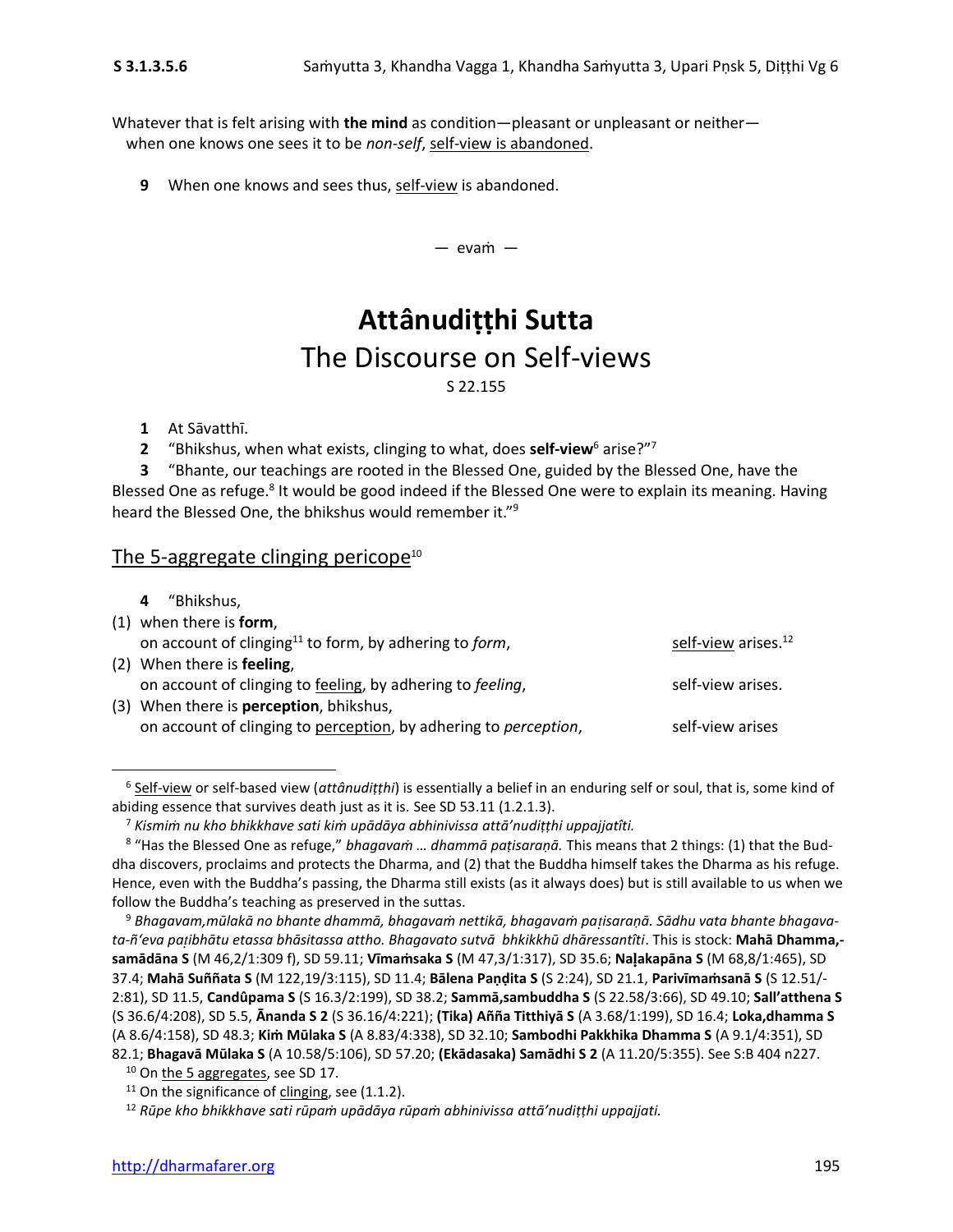Whatever that is felt arising with **the mind** as condition—pleasant or unpleasant or neither—
when one knows one sees it to be *non-self*, self-view is abandoned.

**9** When one knows and sees thus, self-view is abandoned.

— evaṁ —

# Attânudiṭṭhi Sutta

## The Discourse on Self-views

S 22.155

**1** At Sāvatthī.

**2** "Bhikshus, when what exists, clinging to what, does **self-view**[6] arise?"[7]

**3** "Bhante, our teachings are rooted in the Blessed One, guided by the Blessed One, have the Blessed One as refuge.[8] It would be good indeed if the Blessed One were to explain its meaning. Having heard the Blessed One, the bhikshus would remember it."[9]

### The 5-aggregate clinging pericope[10]

**4** "Bhikshus,

(1) when there is **form**,
on account of clinging[11] to form, by adhering to *form*, self-view arises.[12]

(2) When there is **feeling**,
on account of clinging to feeling, by adhering to *feeling*, self-view arises.

(3) When there is **perception**, bhikshus,
on account of clinging to perception, by adhering to *perception*, self-view arises

---

[6] Self-view or self-based view (*attânudiṭṭhi*) is essentially a belief in an enduring self or soul, that is, some kind of abiding essence that survives death just as it is. See SD 53.11 (1.2.1.3).

[7] *Kismiṁ nu kho bhikkhave sati kiṁ upādāya abhinivissa attā'nudiṭṭhi uppajjatîti.*

[8] "Has the Blessed One as refuge," *bhagavaṁ … dhammā paṭisaraṇā.* This means that 2 things: (1) that the Buddha discovers, proclaims and protects the Dharma, and (2) that the Buddha himself takes the Dharma as his refuge. Hence, even with the Buddha's passing, the Dharma still exists (as it always does) but is still available to us when we follow the Buddha's teaching as preserved in the suttas.

[9] *Bhagavam,mūlakā no bhante dhammā, bhagavaṁ nettikā, bhagavaṁ paṭisaraṇā. Sādhu vata bhante bhagavata-ñ'eva paṭibhātu etassa bhāsitassa attho. Bhagavato sutvā bhkikkhū dhāressantîti*. This is stock: **Mahā Dhamma,-samādāna S** (M 46,2/1:309 f), SD 59.11; **Vīmaṁsaka S** (M 47,3/1:317), SD 35.6; **Naḷakapāna S** (M 68,8/1:465), SD 37.4; **Mahā Suññata S** (M 122,19/3:115), SD 11.4; **Bālena Paṇḍita S** (S 2:24), SD 21.1, **Parivīmaṁsanā S** (S 12.51/-2:81), SD 11.5, **Candûpama S** (S 16.3/2:199), SD 38.2; **Sammā,sambuddha S** (S 22.58/3:66), SD 49.10; **Sall'atthena S** (S 36.6/4:208), SD 5.5, **Ānanda S 2** (S 36.16/4:221); **(Tika) Añña Titthiyā S** (A 3.68/1:199), SD 16.4; **Loka,dhamma S** (A 8.6/4:158), SD 48.3; **Kiṁ Mūlaka S** (A 8.83/4:338), SD 32.10; **Sambodhi Pakkhika Dhamma S** (A 9.1/4:351), SD 82.1; **Bhagavā Mūlaka S** (A 10.58/5:106), SD 57.20; **(Ekādasaka) Samādhi S 2** (A 11.20/5:355). See S:B 404 n227.

[10] On the 5 aggregates, see SD 17.

[11] On the significance of clinging, see (1.1.2).

[12] *Rūpe kho bhikkhave sati rūpaṁ upādāya rūpaṁ abhinivissa attā'nudiṭṭhi uppajjati.*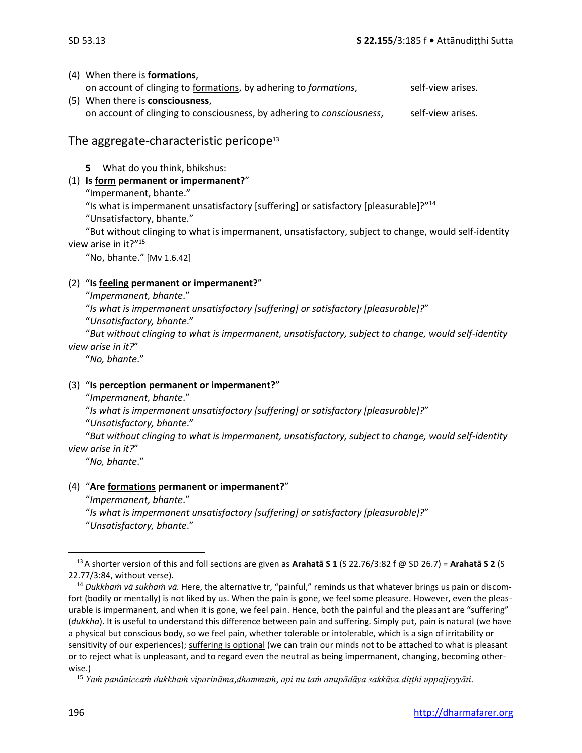(4) When there is **formations**,
on account of clinging to <u>formations</u>, by adhering to *formations*, self-view arises.
(5) When there is **consciousness**,
on account of clinging to <u>consciousness</u>, by adhering to *consciousness*, self-view arises.

## The aggregate-characteristic pericope[13]

**5** What do you think, bhikshus:

(1) **Is <u>form</u> permanent or impermanent?**"

"Impermanent, bhante."

"Is what is impermanent unsatisfactory [suffering] or satisfactory [pleasurable]?"[14]

"Unsatisfactory, bhante."

"But without clinging to what is impermanent, unsatisfactory, subject to change, would self-identity view arise in it?"[15]

"No, bhante." [Mv 1.6.42]

(2) "**Is <u>feeling</u> permanent or impermanent?**"

"*Impermanent, bhante*."

"*Is what is impermanent unsatisfactory [suffering] or satisfactory [pleasurable]?*"

"*Unsatisfactory, bhante*."

"*But without clinging to what is impermanent, unsatisfactory, subject to change, would self-identity view arise in it?*"

"*No, bhante*."

(3) "**Is <u>perception</u> permanent or impermanent?**"

"*Impermanent, bhante*."

"*Is what is impermanent unsatisfactory [suffering] or satisfactory [pleasurable]?*"

"*Unsatisfactory, bhante*."

"*But without clinging to what is impermanent, unsatisfactory, subject to change, would self-identity view arise in it?*"

"*No, bhante*."

(4) "**Are <u>formations</u> permanent or impermanent?**"

"*Impermanent, bhante*."

"*Is what is impermanent unsatisfactory [suffering] or satisfactory [pleasurable]?*"

"*Unsatisfactory, bhante*."

---

[13] A shorter version of this and foll sections are given as **Arahatā S 1** (S 22.76/3:82 f @ SD 26.7) = **Arahatā S 2** (S 22.77/3:84, without verse).

[14] *Dukkhaṁ vā sukhaṁ vā.* Here, the alternative tr, "painful," reminds us that whatever brings us pain or discomfort (bodily or mentally) is not liked by us. When the pain is gone, we feel some pleasure. However, even the pleasurable is impermanent, and when it is gone, we feel pain. Hence, both the painful and the pleasant are "suffering" (*dukkha*). It is useful to understand this difference between pain and suffering. Simply put, <u>pain is natural</u> (we have a physical but conscious body, so we feel pain, whether tolerable or intolerable, which is a sign of irritability or sensitivity of our experiences); <u>suffering is optional</u> (we can train our minds not to be attached to what is pleasant or to reject what is unpleasant, and to regard even the neutral as being impermanent, changing, becoming otherwise.)

[15] *Yaṁ panâniccaṁ dukkhaṁ vipariṇāma,dhammaṁ, api nu taṁ anupādāya sakkāya,diṭṭhi uppajjeyyāti.*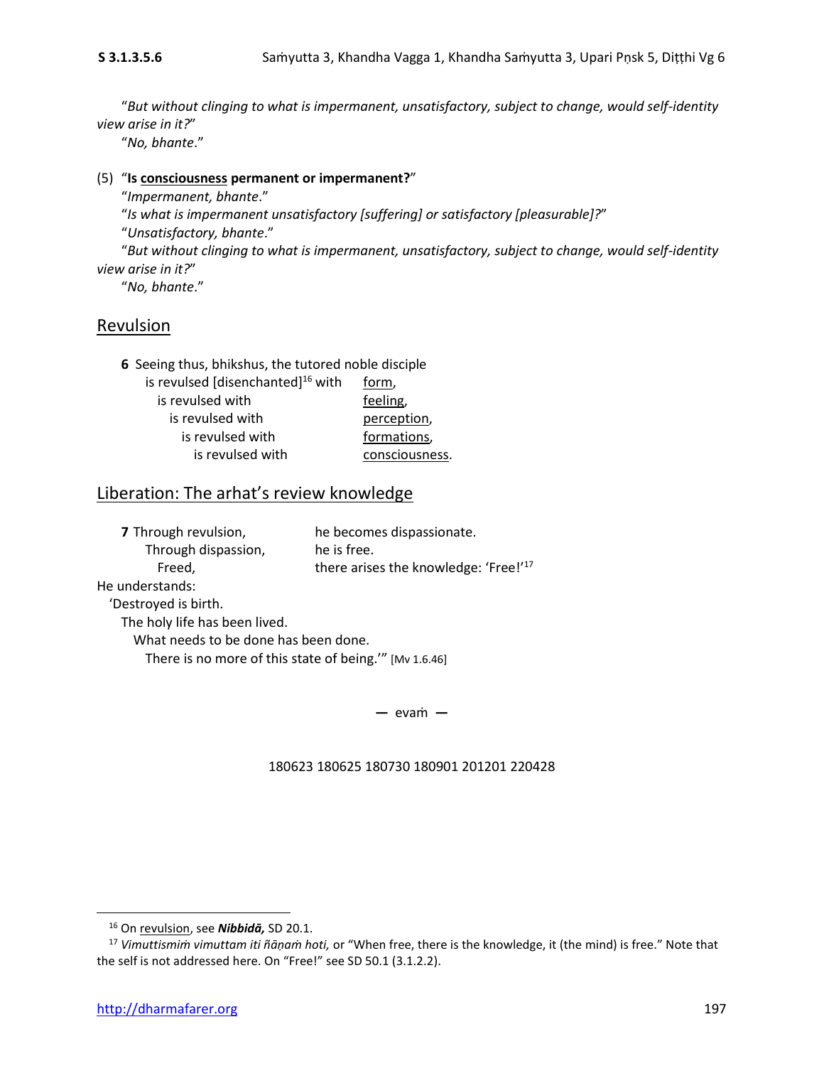"*But without clinging to what is impermanent, unsatisfactory, subject to change, would self-identity view arise in it?*"

"*No, bhante*."

(5) "**Is consciousness permanent or impermanent?**"

"*Impermanent, bhante*."

"*Is what is impermanent unsatisfactory [suffering] or satisfactory [pleasurable]?*"

"*Unsatisfactory, bhante*."

"*But without clinging to what is impermanent, unsatisfactory, subject to change, would self-identity view arise in it?*"

"*No, bhante*."

## Revulsion

**6** Seeing thus, bhikshus, the tutored noble disciple
is revulsed [disenchanted][16] with form,
is revulsed with feeling,
is revulsed with perception,
is revulsed with formations,
is revulsed with consciousness.

## Liberation: The arhat's review knowledge

**7** Through revulsion, he becomes dispassionate.
Through dispassion, he is free.
Freed, there arises the knowledge: 'Free!'[17]

He understands:
'Destroyed is birth.
The holy life has been lived.
What needs to be done has been done.
There is no more of this state of being.'" [Mv 1.6.46]

— evaṁ —

180623 180625 180730 180901 201201 220428

---

[16] On revulsion, see ***Nibbidā,*** SD 20.1.

[17] *Vimuttismiṁ vimuttam iti ñāṇaṁ hoti,* or "When free, there is the knowledge, it (the mind) is free." Note that the self is not addressed here. On "Free!" see SD 50.1 (3.1.2.2).